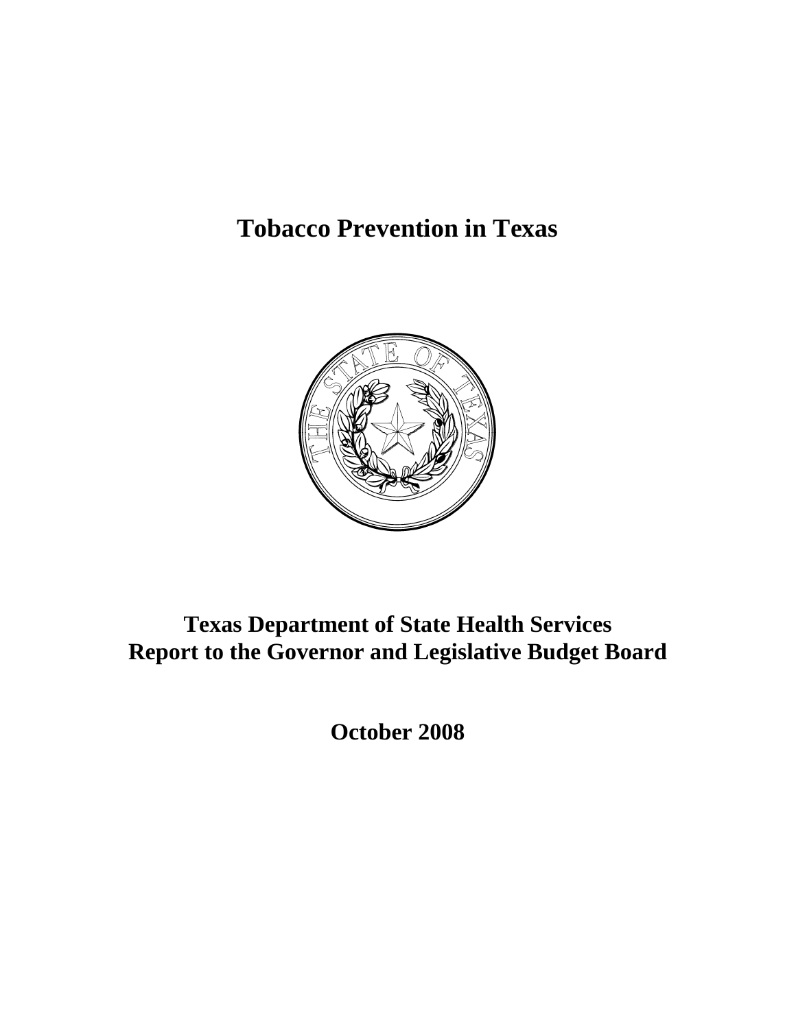# Tobacco Prevention in Texas

## Texas Department of State Health Services
## Report to the Governor and Legislative Budget Board

**October 2008**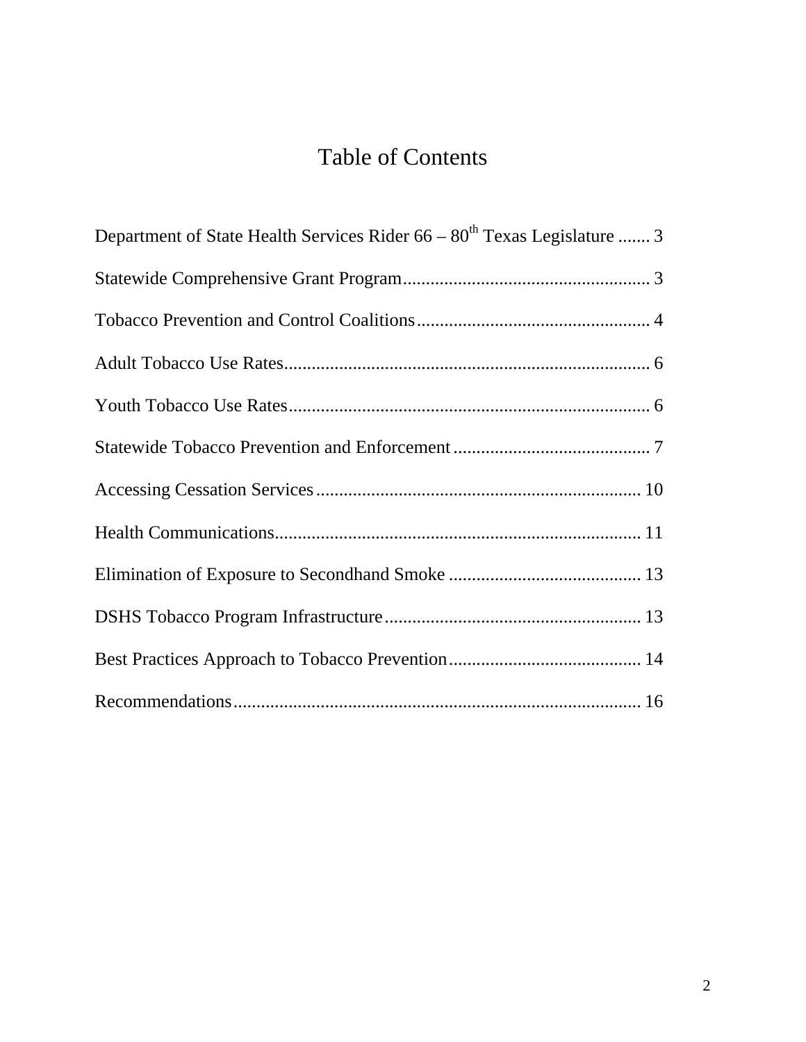# Table of Contents

Department of State Health Services Rider 66 – 80th Texas Legislature ....... 3

Statewide Comprehensive Grant Program...................................................... 3

Tobacco Prevention and Control Coalitions................................................... 4

Adult Tobacco Use Rates................................................................................ 6

Youth Tobacco Use Rates............................................................................... 6

Statewide Tobacco Prevention and Enforcement........................................... 7

Accessing Cessation Services....................................................................... 10

Health Communications................................................................................ 11

Elimination of Exposure to Secondhand Smoke .......................................... 13

DSHS Tobacco Program Infrastructure........................................................ 13

Best Practices Approach to Tobacco Prevention.......................................... 14

Recommendations......................................................................................... 16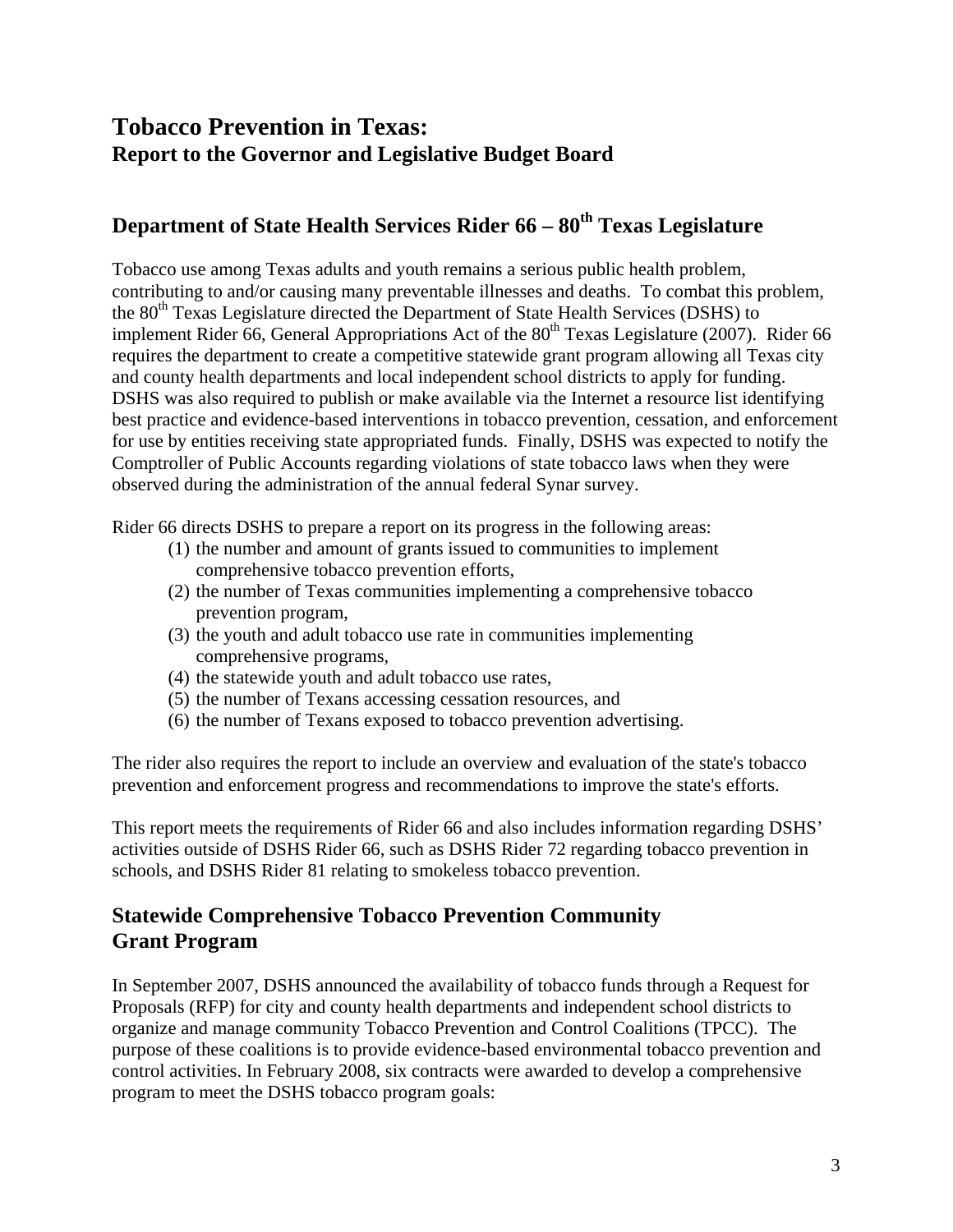# Tobacco Prevention in Texas:
## Report to the Governor and Legislative Budget Board

## Department of State Health Services Rider 66 – 80th Texas Legislature

Tobacco use among Texas adults and youth remains a serious public health problem, contributing to and/or causing many preventable illnesses and deaths. To combat this problem, the 80th Texas Legislature directed the Department of State Health Services (DSHS) to implement Rider 66, General Appropriations Act of the 80th Texas Legislature (2007). Rider 66 requires the department to create a competitive statewide grant program allowing all Texas city and county health departments and local independent school districts to apply for funding. DSHS was also required to publish or make available via the Internet a resource list identifying best practice and evidence-based interventions in tobacco prevention, cessation, and enforcement for use by entities receiving state appropriated funds. Finally, DSHS was expected to notify the Comptroller of Public Accounts regarding violations of state tobacco laws when they were observed during the administration of the annual federal Synar survey.

Rider 66 directs DSHS to prepare a report on its progress in the following areas:

(1) the number and amount of grants issued to communities to implement comprehensive tobacco prevention efforts,
(2) the number of Texas communities implementing a comprehensive tobacco prevention program,
(3) the youth and adult tobacco use rate in communities implementing comprehensive programs,
(4) the statewide youth and adult tobacco use rates,
(5) the number of Texans accessing cessation resources, and
(6) the number of Texans exposed to tobacco prevention advertising.

The rider also requires the report to include an overview and evaluation of the state's tobacco prevention and enforcement progress and recommendations to improve the state's efforts.

This report meets the requirements of Rider 66 and also includes information regarding DSHS' activities outside of DSHS Rider 66, such as DSHS Rider 72 regarding tobacco prevention in schools, and DSHS Rider 81 relating to smokeless tobacco prevention.

## Statewide Comprehensive Tobacco Prevention Community Grant Program

In September 2007, DSHS announced the availability of tobacco funds through a Request for Proposals (RFP) for city and county health departments and independent school districts to organize and manage community Tobacco Prevention and Control Coalitions (TPCC). The purpose of these coalitions is to provide evidence-based environmental tobacco prevention and control activities. In February 2008, six contracts were awarded to develop a comprehensive program to meet the DSHS tobacco program goals: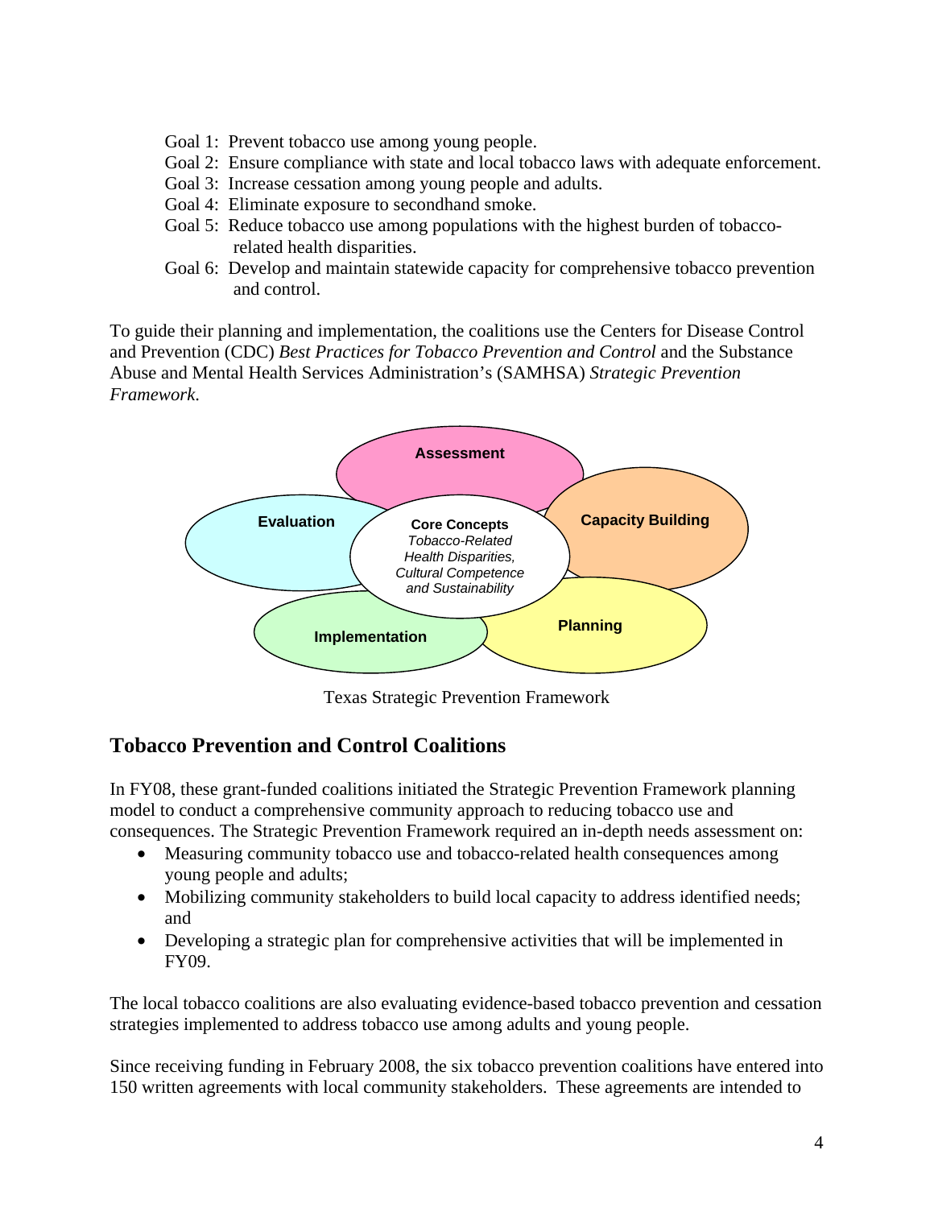Goal 1: Prevent tobacco use among young people.
Goal 2: Ensure compliance with state and local tobacco laws with adequate enforcement.
Goal 3: Increase cessation among young people and adults.
Goal 4: Eliminate exposure to secondhand smoke.
Goal 5: Reduce tobacco use among populations with the highest burden of tobacco-related health disparities.
Goal 6: Develop and maintain statewide capacity for comprehensive tobacco prevention and control.

To guide their planning and implementation, the coalitions use the Centers for Disease Control and Prevention (CDC) *Best Practices for Tobacco Prevention and Control* and the Substance Abuse and Mental Health Services Administration's (SAMHSA) *Strategic Prevention Framework.*

**Assessment**

**Capacity Building**

**Planning**

**Implementation**

**Evaluation**

**Core Concepts**
*Tobacco-Related Health Disparities, Cultural Competence and Sustainability*

Texas Strategic Prevention Framework

## Tobacco Prevention and Control Coalitions

In FY08, these grant-funded coalitions initiated the Strategic Prevention Framework planning model to conduct a comprehensive community approach to reducing tobacco use and consequences. The Strategic Prevention Framework required an in-depth needs assessment on:

- Measuring community tobacco use and tobacco-related health consequences among young people and adults;
- Mobilizing community stakeholders to build local capacity to address identified needs; and
- Developing a strategic plan for comprehensive activities that will be implemented in FY09.

The local tobacco coalitions are also evaluating evidence-based tobacco prevention and cessation strategies implemented to address tobacco use among adults and young people.

Since receiving funding in February 2008, the six tobacco prevention coalitions have entered into 150 written agreements with local community stakeholders. These agreements are intended to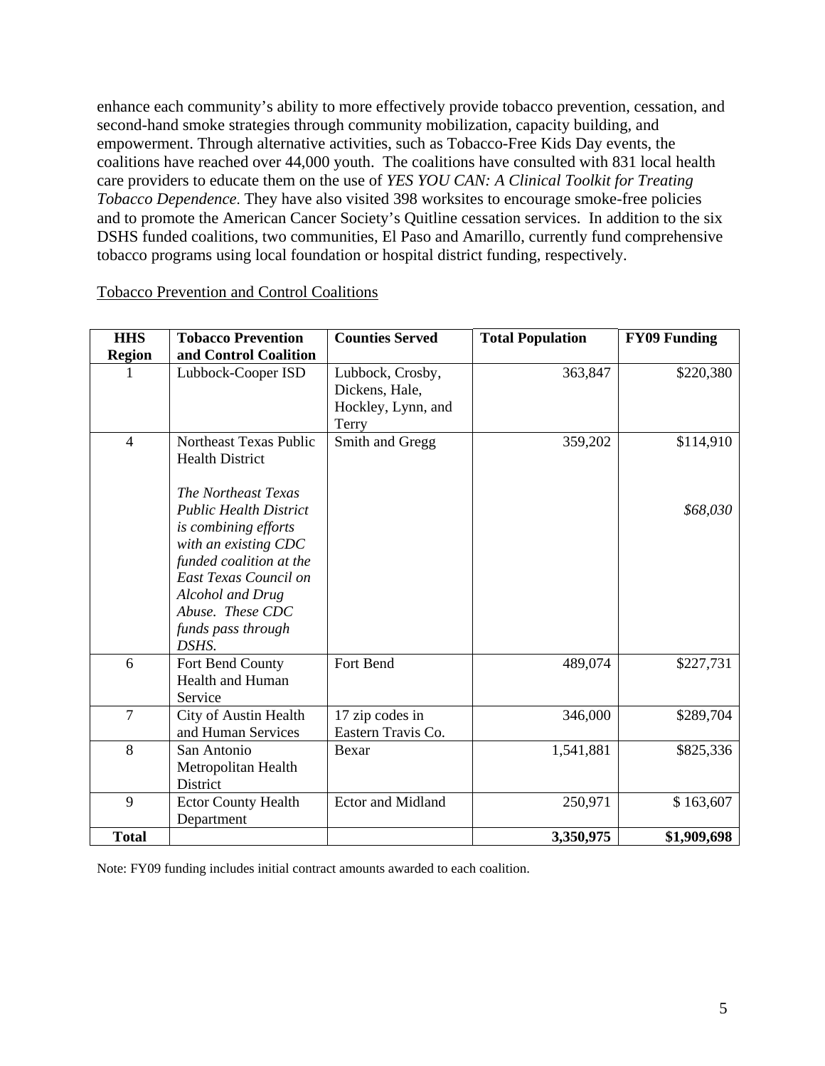enhance each community's ability to more effectively provide tobacco prevention, cessation, and second-hand smoke strategies through community mobilization, capacity building, and empowerment. Through alternative activities, such as Tobacco-Free Kids Day events, the coalitions have reached over 44,000 youth. The coalitions have consulted with 831 local health care providers to educate them on the use of *YES YOU CAN: A Clinical Toolkit for Treating Tobacco Dependence*. They have also visited 398 worksites to encourage smoke-free policies and to promote the American Cancer Society's Quitline cessation services. In addition to the six DSHS funded coalitions, two communities, El Paso and Amarillo, currently fund comprehensive tobacco programs using local foundation or hospital district funding, respectively.

Tobacco Prevention and Control Coalitions

| HHS Region | Tobacco Prevention and Control Coalition | Counties Served | Total Population | FY09 Funding |
|---|---|---|---|---|
| 1 | Lubbock-Cooper ISD | Lubbock, Crosby, Dickens, Hale, Hockley, Lynn, and Terry | 363,847 | $220,380 |
| 4 | Northeast Texas Public Health District<br><br>*The Northeast Texas Public Health District is combining efforts with an existing CDC funded coalition at the East Texas Council on Alcohol and Drug Abuse. These CDC funds pass through DSHS.* | Smith and Gregg | 359,202 | $114,910<br><br>*$68,030* |
| 6 | Fort Bend County Health and Human Service | Fort Bend | 489,074 | $227,731 |
| 7 | City of Austin Health and Human Services | 17 zip codes in Eastern Travis Co. | 346,000 | $289,704 |
| 8 | San Antonio Metropolitan Health District | Bexar | 1,541,881 | $825,336 |
| 9 | Ector County Health Department | Ector and Midland | 250,971 | $ 163,607 |
| **Total** | | | **3,350,975** | **$1,909,698** |

Note: FY09 funding includes initial contract amounts awarded to each coalition.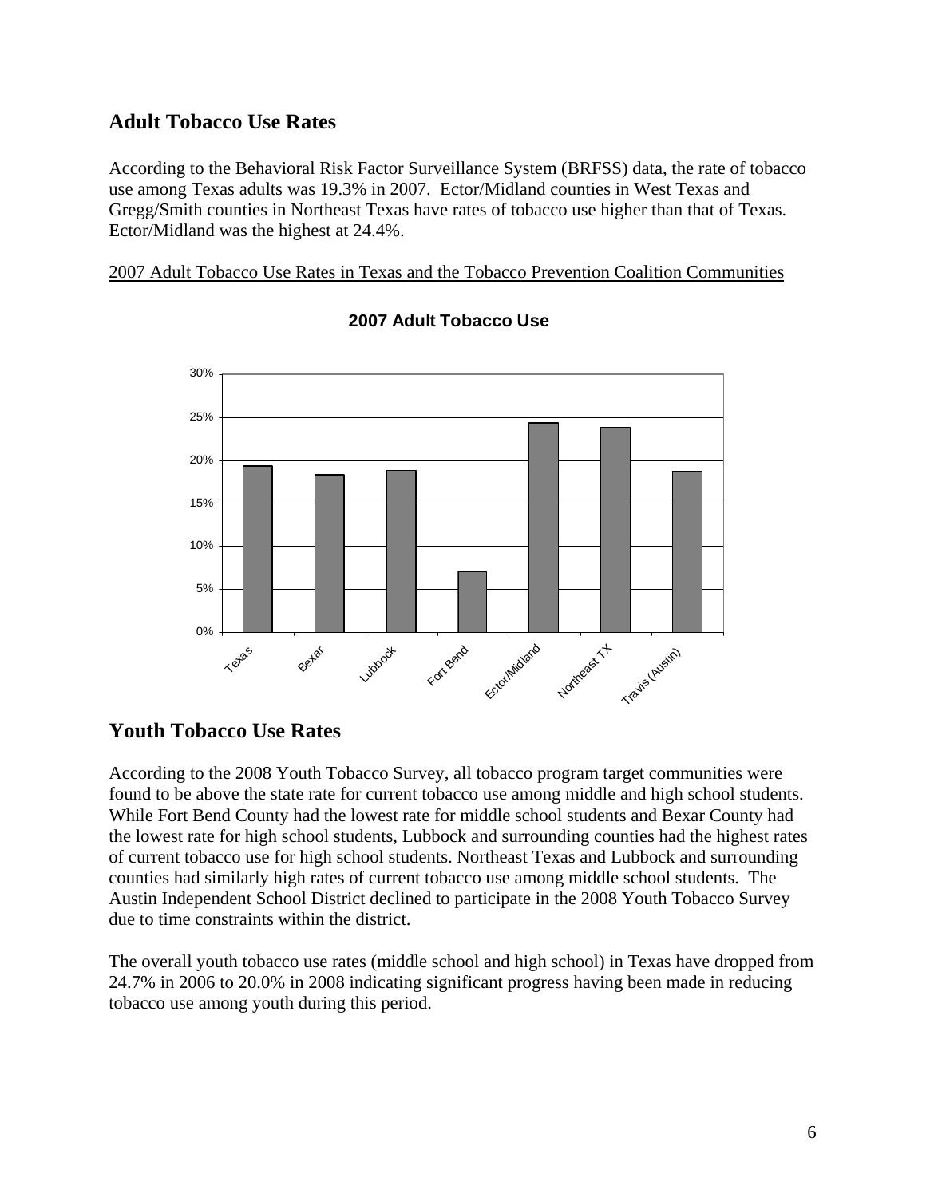## Adult Tobacco Use Rates

According to the Behavioral Risk Factor Surveillance System (BRFSS) data, the rate of tobacco use among Texas adults was 19.3% in 2007. Ector/Midland counties in West Texas and Gregg/Smith counties in Northeast Texas have rates of tobacco use higher than that of Texas. Ector/Midland was the highest at 24.4%.

2007 Adult Tobacco Use Rates in Texas and the Tobacco Prevention Coalition Communities

**2007 Adult Tobacco Use**

| Area | Rate (approx.) |
|---|---|
| Texas | 19.3% |
| Bexar | 18% |
| Lubbock | 19% |
| Fort Bend | 7% |
| Ector/Midland | 24.4% |
| Northeast TX | 24% |
| Travis (Austin) | 19% |

## Youth Tobacco Use Rates

According to the 2008 Youth Tobacco Survey, all tobacco program target communities were found to be above the state rate for current tobacco use among middle and high school students. While Fort Bend County had the lowest rate for middle school students and Bexar County had the lowest rate for high school students, Lubbock and surrounding counties had the highest rates of current tobacco use for high school students. Northeast Texas and Lubbock and surrounding counties had similarly high rates of current tobacco use among middle school students. The Austin Independent School District declined to participate in the 2008 Youth Tobacco Survey due to time constraints within the district.

The overall youth tobacco use rates (middle school and high school) in Texas have dropped from 24.7% in 2006 to 20.0% in 2008 indicating significant progress having been made in reducing tobacco use among youth during this period.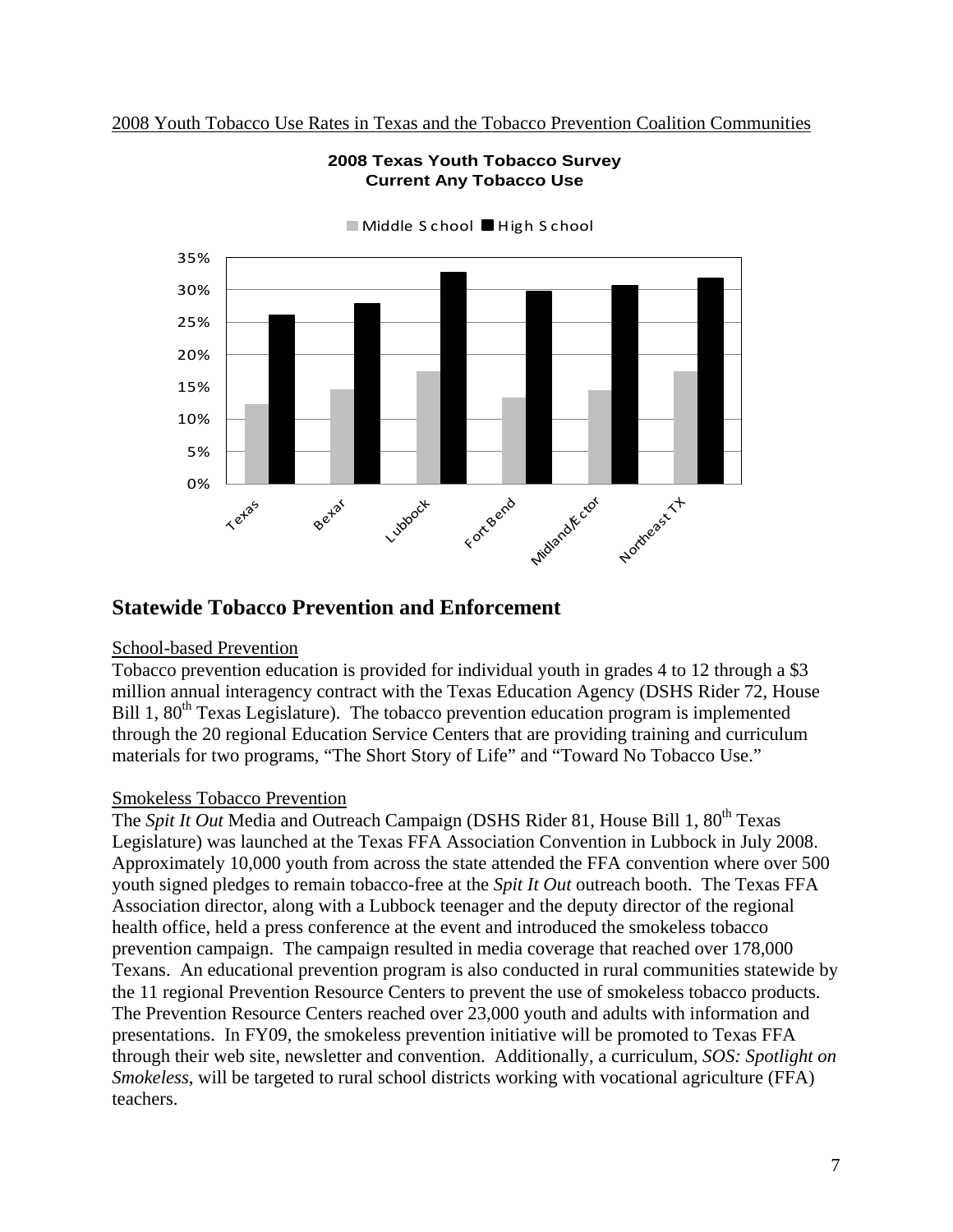2008 Youth Tobacco Use Rates in Texas and the Tobacco Prevention Coalition Communities

**2008 Texas Youth Tobacco Survey**
**Current Any Tobacco Use**

Middle School ■ High School

35%
30%
25%
20%
15%
10%
5%
0%

Texas Bexar Lubbock Fort Bend Midland/Ector Northeast TX

## Statewide Tobacco Prevention and Enforcement

School-based Prevention

Tobacco prevention education is provided for individual youth in grades 4 to 12 through a $3 million annual interagency contract with the Texas Education Agency (DSHS Rider 72, House Bill 1, 80th Texas Legislature). The tobacco prevention education program is implemented through the 20 regional Education Service Centers that are providing training and curriculum materials for two programs, "The Short Story of Life" and "Toward No Tobacco Use."

Smokeless Tobacco Prevention

The *Spit It Out* Media and Outreach Campaign (DSHS Rider 81, House Bill 1, 80th Texas Legislature) was launched at the Texas FFA Association Convention in Lubbock in July 2008. Approximately 10,000 youth from across the state attended the FFA convention where over 500 youth signed pledges to remain tobacco-free at the *Spit It Out* outreach booth. The Texas FFA Association director, along with a Lubbock teenager and the deputy director of the regional health office, held a press conference at the event and introduced the smokeless tobacco prevention campaign. The campaign resulted in media coverage that reached over 178,000 Texans. An educational prevention program is also conducted in rural communities statewide by the 11 regional Prevention Resource Centers to prevent the use of smokeless tobacco products. The Prevention Resource Centers reached over 23,000 youth and adults with information and presentations. In FY09, the smokeless prevention initiative will be promoted to Texas FFA through their web site, newsletter and convention. Additionally, a curriculum, *SOS: Spotlight on Smokeless*, will be targeted to rural school districts working with vocational agriculture (FFA) teachers.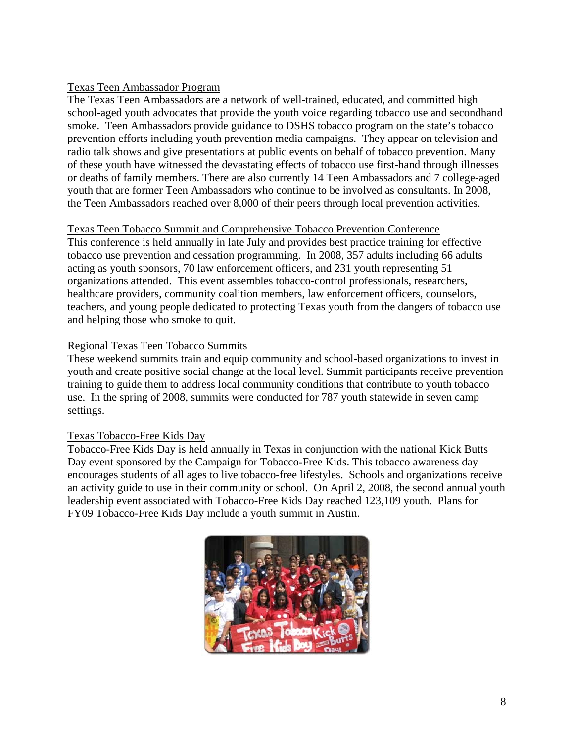Texas Teen Ambassador Program

The Texas Teen Ambassadors are a network of well-trained, educated, and committed high school-aged youth advocates that provide the youth voice regarding tobacco use and secondhand smoke. Teen Ambassadors provide guidance to DSHS tobacco program on the state's tobacco prevention efforts including youth prevention media campaigns. They appear on television and radio talk shows and give presentations at public events on behalf of tobacco prevention. Many of these youth have witnessed the devastating effects of tobacco use first-hand through illnesses or deaths of family members. There are also currently 14 Teen Ambassadors and 7 college-aged youth that are former Teen Ambassadors who continue to be involved as consultants. In 2008, the Teen Ambassadors reached over 8,000 of their peers through local prevention activities.

Texas Teen Tobacco Summit and Comprehensive Tobacco Prevention Conference

This conference is held annually in late July and provides best practice training for effective tobacco use prevention and cessation programming. In 2008, 357 adults including 66 adults acting as youth sponsors, 70 law enforcement officers, and 231 youth representing 51 organizations attended. This event assembles tobacco-control professionals, researchers, healthcare providers, community coalition members, law enforcement officers, counselors, teachers, and young people dedicated to protecting Texas youth from the dangers of tobacco use and helping those who smoke to quit.

Regional Texas Teen Tobacco Summits

These weekend summits train and equip community and school-based organizations to invest in youth and create positive social change at the local level. Summit participants receive prevention training to guide them to address local community conditions that contribute to youth tobacco use. In the spring of 2008, summits were conducted for 787 youth statewide in seven camp settings.

Texas Tobacco-Free Kids Day

Tobacco-Free Kids Day is held annually in Texas in conjunction with the national Kick Butts Day event sponsored by the Campaign for Tobacco-Free Kids. This tobacco awareness day encourages students of all ages to live tobacco-free lifestyles. Schools and organizations receive an activity guide to use in their community or school. On April 2, 2008, the second annual youth leadership event associated with Tobacco-Free Kids Day reached 123,109 youth. Plans for FY09 Tobacco-Free Kids Day include a youth summit in Austin.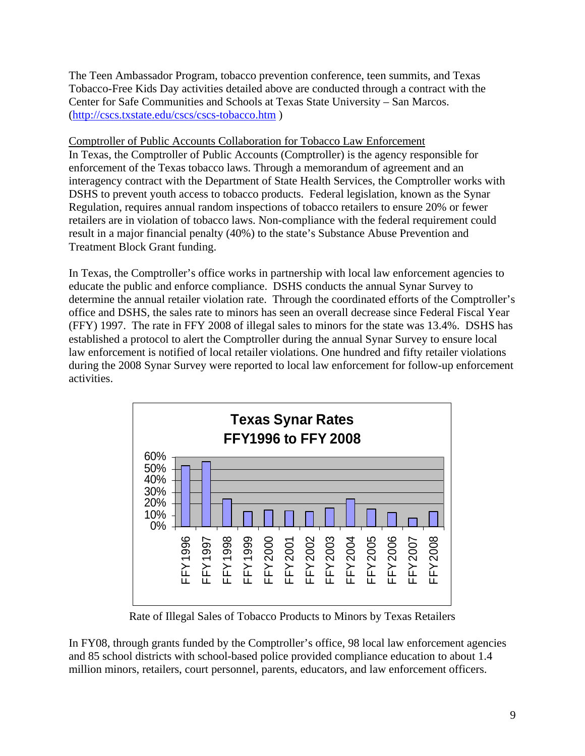The Teen Ambassador Program, tobacco prevention conference, teen summits, and Texas Tobacco-Free Kids Day activities detailed above are conducted through a contract with the Center for Safe Communities and Schools at Texas State University – San Marcos. (http://cscs.txstate.edu/cscs/cscs-tobacco.htm )

<u>Comptroller of Public Accounts Collaboration for Tobacco Law Enforcement</u>

In Texas, the Comptroller of Public Accounts (Comptroller) is the agency responsible for enforcement of the Texas tobacco laws. Through a memorandum of agreement and an interagency contract with the Department of State Health Services, the Comptroller works with DSHS to prevent youth access to tobacco products. Federal legislation, known as the Synar Regulation, requires annual random inspections of tobacco retailers to ensure 20% or fewer retailers are in violation of tobacco laws. Non-compliance with the federal requirement could result in a major financial penalty (40%) to the state's Substance Abuse Prevention and Treatment Block Grant funding.

In Texas, the Comptroller's office works in partnership with local law enforcement agencies to educate the public and enforce compliance. DSHS conducts the annual Synar Survey to determine the annual retailer violation rate. Through the coordinated efforts of the Comptroller's office and DSHS, the sales rate to minors has seen an overall decrease since Federal Fiscal Year (FFY) 1997. The rate in FFY 2008 of illegal sales to minors for the state was 13.4%. DSHS has established a protocol to alert the Comptroller during the annual Synar Survey to ensure local law enforcement is notified of local retailer violations. One hundred and fifty retailer violations during the 2008 Synar Survey were reported to local law enforcement for follow-up enforcement activities.

**Texas Synar Rates FFY1996 to FFY 2008**

Rate of Illegal Sales of Tobacco Products to Minors by Texas Retailers

In FY08, through grants funded by the Comptroller's office, 98 local law enforcement agencies and 85 school districts with school-based police provided compliance education to about 1.4 million minors, retailers, court personnel, parents, educators, and law enforcement officers.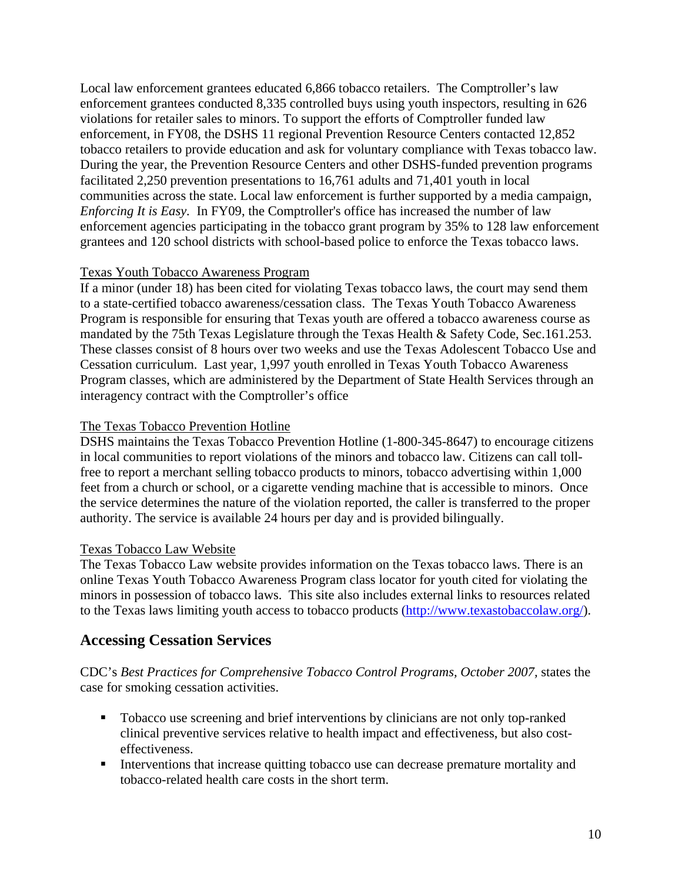Local law enforcement grantees educated 6,866 tobacco retailers. The Comptroller's law enforcement grantees conducted 8,335 controlled buys using youth inspectors, resulting in 626 violations for retailer sales to minors. To support the efforts of Comptroller funded law enforcement, in FY08, the DSHS 11 regional Prevention Resource Centers contacted 12,852 tobacco retailers to provide education and ask for voluntary compliance with Texas tobacco law. During the year, the Prevention Resource Centers and other DSHS-funded prevention programs facilitated 2,250 prevention presentations to 16,761 adults and 71,401 youth in local communities across the state. Local law enforcement is further supported by a media campaign, *Enforcing It is Easy*. In FY09, the Comptroller's office has increased the number of law enforcement agencies participating in the tobacco grant program by 35% to 128 law enforcement grantees and 120 school districts with school-based police to enforce the Texas tobacco laws.

<u>Texas Youth Tobacco Awareness Program</u>

If a minor (under 18) has been cited for violating Texas tobacco laws, the court may send them to a state-certified tobacco awareness/cessation class. The Texas Youth Tobacco Awareness Program is responsible for ensuring that Texas youth are offered a tobacco awareness course as mandated by the 75th Texas Legislature through the Texas Health & Safety Code, Sec.161.253. These classes consist of 8 hours over two weeks and use the Texas Adolescent Tobacco Use and Cessation curriculum. Last year, 1,997 youth enrolled in Texas Youth Tobacco Awareness Program classes, which are administered by the Department of State Health Services through an interagency contract with the Comptroller's office

<u>The Texas Tobacco Prevention Hotline</u>

DSHS maintains the Texas Tobacco Prevention Hotline (1-800-345-8647) to encourage citizens in local communities to report violations of the minors and tobacco law. Citizens can call toll-free to report a merchant selling tobacco products to minors, tobacco advertising within 1,000 feet from a church or school, or a cigarette vending machine that is accessible to minors. Once the service determines the nature of the violation reported, the caller is transferred to the proper authority. The service is available 24 hours per day and is provided bilingually.

<u>Texas Tobacco Law Website</u>

The Texas Tobacco Law website provides information on the Texas tobacco laws. There is an online Texas Youth Tobacco Awareness Program class locator for youth cited for violating the minors in possession of tobacco laws. This site also includes external links to resources related to the Texas laws limiting youth access to tobacco products (http://www.texastobaccolaw.org/).

## Accessing Cessation Services

CDC's *Best Practices for Comprehensive Tobacco Control Programs, October 2007*, states the case for smoking cessation activities.

- Tobacco use screening and brief interventions by clinicians are not only top-ranked clinical preventive services relative to health impact and effectiveness, but also cost-effectiveness.
- Interventions that increase quitting tobacco use can decrease premature mortality and tobacco-related health care costs in the short term.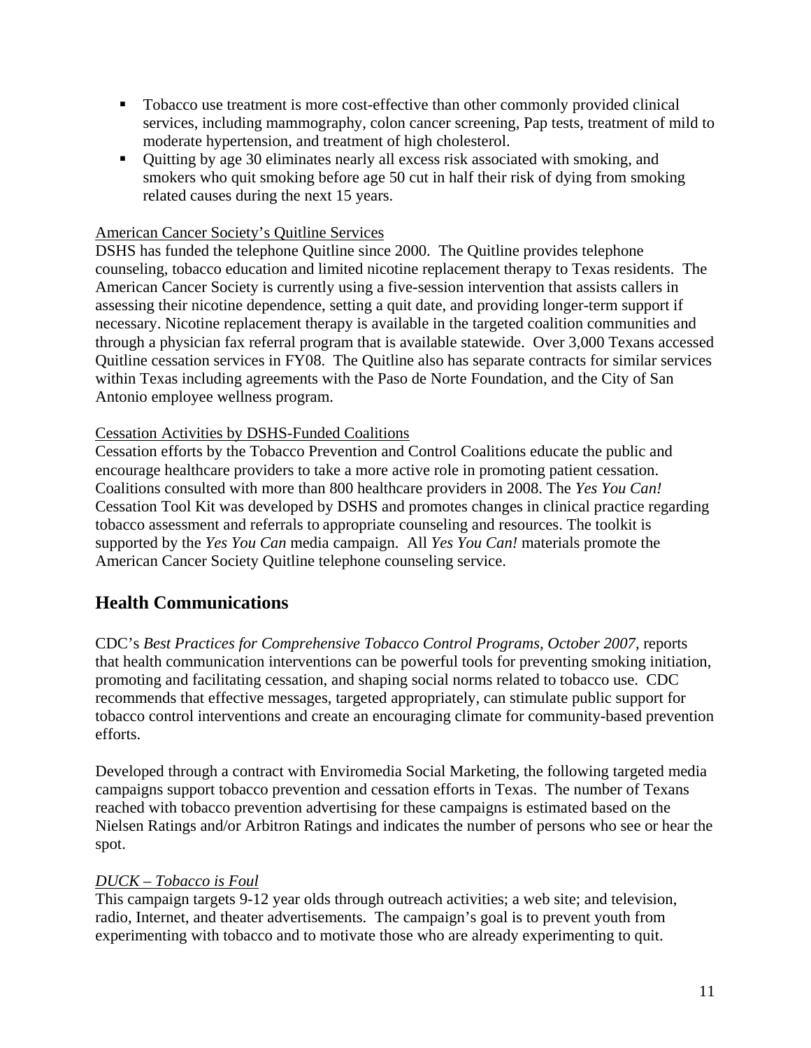- Tobacco use treatment is more cost-effective than other commonly provided clinical services, including mammography, colon cancer screening, Pap tests, treatment of mild to moderate hypertension, and treatment of high cholesterol.
- Quitting by age 30 eliminates nearly all excess risk associated with smoking, and smokers who quit smoking before age 50 cut in half their risk of dying from smoking related causes during the next 15 years.

American Cancer Society's Quitline Services

DSHS has funded the telephone Quitline since 2000. The Quitline provides telephone counseling, tobacco education and limited nicotine replacement therapy to Texas residents. The American Cancer Society is currently using a five-session intervention that assists callers in assessing their nicotine dependence, setting a quit date, and providing longer-term support if necessary. Nicotine replacement therapy is available in the targeted coalition communities and through a physician fax referral program that is available statewide. Over 3,000 Texans accessed Quitline cessation services in FY08. The Quitline also has separate contracts for similar services within Texas including agreements with the Paso de Norte Foundation, and the City of San Antonio employee wellness program.

Cessation Activities by DSHS-Funded Coalitions

Cessation efforts by the Tobacco Prevention and Control Coalitions educate the public and encourage healthcare providers to take a more active role in promoting patient cessation. Coalitions consulted with more than 800 healthcare providers in 2008. The *Yes You Can!* Cessation Tool Kit was developed by DSHS and promotes changes in clinical practice regarding tobacco assessment and referrals to appropriate counseling and resources. The toolkit is supported by the *Yes You Can* media campaign. All *Yes You Can!* materials promote the American Cancer Society Quitline telephone counseling service.

## Health Communications

CDC's *Best Practices for Comprehensive Tobacco Control Programs, October 2007,* reports that health communication interventions can be powerful tools for preventing smoking initiation, promoting and facilitating cessation, and shaping social norms related to tobacco use. CDC recommends that effective messages, targeted appropriately, can stimulate public support for tobacco control interventions and create an encouraging climate for community-based prevention efforts.

Developed through a contract with Enviromedia Social Marketing, the following targeted media campaigns support tobacco prevention and cessation efforts in Texas. The number of Texans reached with tobacco prevention advertising for these campaigns is estimated based on the Nielsen Ratings and/or Arbitron Ratings and indicates the number of persons who see or hear the spot.

*DUCK – Tobacco is Foul*

This campaign targets 9-12 year olds through outreach activities; a web site; and television, radio, Internet, and theater advertisements. The campaign's goal is to prevent youth from experimenting with tobacco and to motivate those who are already experimenting to quit.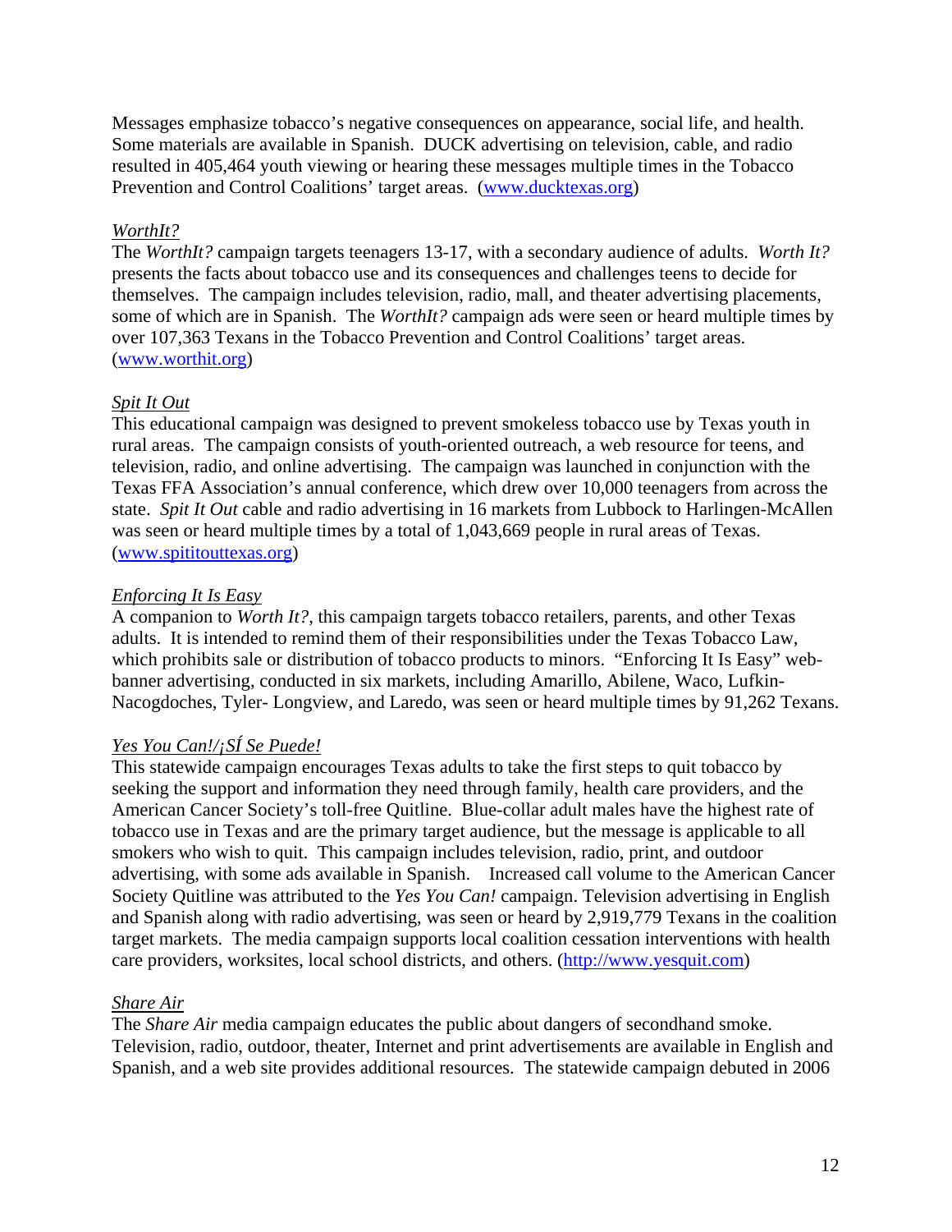Messages emphasize tobacco's negative consequences on appearance, social life, and health. Some materials are available in Spanish. DUCK advertising on television, cable, and radio resulted in 405,464 youth viewing or hearing these messages multiple times in the Tobacco Prevention and Control Coalitions' target areas. (www.ducktexas.org)

### *WorthIt?*

The *WorthIt?* campaign targets teenagers 13-17, with a secondary audience of adults. *Worth It?* presents the facts about tobacco use and its consequences and challenges teens to decide for themselves. The campaign includes television, radio, mall, and theater advertising placements, some of which are in Spanish. The *WorthIt?* campaign ads were seen or heard multiple times by over 107,363 Texans in the Tobacco Prevention and Control Coalitions' target areas. (www.worthit.org)

### *Spit It Out*

This educational campaign was designed to prevent smokeless tobacco use by Texas youth in rural areas. The campaign consists of youth-oriented outreach, a web resource for teens, and television, radio, and online advertising. The campaign was launched in conjunction with the Texas FFA Association's annual conference, which drew over 10,000 teenagers from across the state. *Spit It Out* cable and radio advertising in 16 markets from Lubbock to Harlingen-McAllen was seen or heard multiple times by a total of 1,043,669 people in rural areas of Texas. (www.spititouttexas.org)

### *Enforcing It Is Easy*

A companion to *Worth It?*, this campaign targets tobacco retailers, parents, and other Texas adults. It is intended to remind them of their responsibilities under the Texas Tobacco Law, which prohibits sale or distribution of tobacco products to minors. "Enforcing It Is Easy" web-banner advertising, conducted in six markets, including Amarillo, Abilene, Waco, Lufkin-Nacogdoches, Tyler- Longview, and Laredo, was seen or heard multiple times by 91,262 Texans.

### *Yes You Can!/¡SÍ Se Puede!*

This statewide campaign encourages Texas adults to take the first steps to quit tobacco by seeking the support and information they need through family, health care providers, and the American Cancer Society's toll-free Quitline. Blue-collar adult males have the highest rate of tobacco use in Texas and are the primary target audience, but the message is applicable to all smokers who wish to quit. This campaign includes television, radio, print, and outdoor advertising, with some ads available in Spanish. Increased call volume to the American Cancer Society Quitline was attributed to the *Yes You Can!* campaign. Television advertising in English and Spanish along with radio advertising, was seen or heard by 2,919,779 Texans in the coalition target markets. The media campaign supports local coalition cessation interventions with health care providers, worksites, local school districts, and others. (http://www.yesquit.com)

### *Share Air*

The *Share Air* media campaign educates the public about dangers of secondhand smoke. Television, radio, outdoor, theater, Internet and print advertisements are available in English and Spanish, and a web site provides additional resources. The statewide campaign debuted in 2006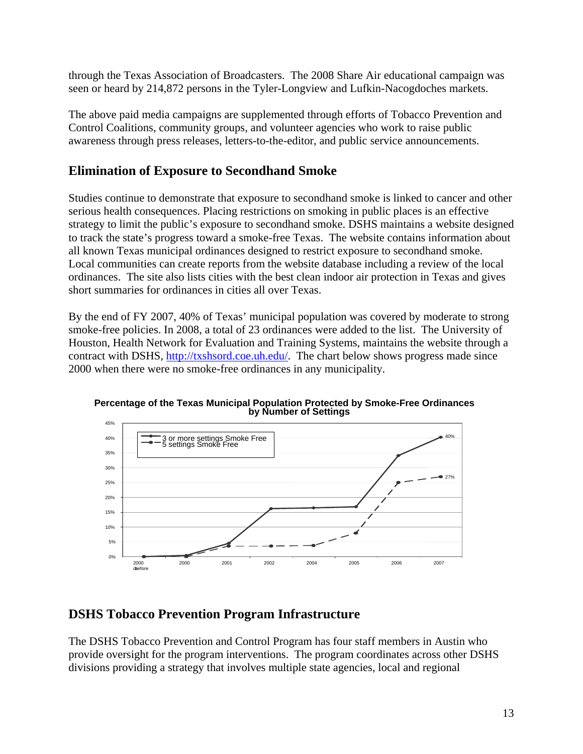through the Texas Association of Broadcasters. The 2008 Share Air educational campaign was seen or heard by 214,872 persons in the Tyler-Longview and Lufkin-Nacogdoches markets.

The above paid media campaigns are supplemented through efforts of Tobacco Prevention and Control Coalitions, community groups, and volunteer agencies who work to raise public awareness through press releases, letters-to-the-editor, and public service announcements.

## Elimination of Exposure to Secondhand Smoke

Studies continue to demonstrate that exposure to secondhand smoke is linked to cancer and other serious health consequences. Placing restrictions on smoking in public places is an effective strategy to limit the public's exposure to secondhand smoke. DSHS maintains a website designed to track the state's progress toward a smoke-free Texas. The website contains information about all known Texas municipal ordinances designed to restrict exposure to secondhand smoke. Local communities can create reports from the website database including a review of the local ordinances. The site also lists cities with the best clean indoor air protection in Texas and gives short summaries for ordinances in cities all over Texas.

By the end of FY 2007, 40% of Texas' municipal population was covered by moderate to strong smoke-free policies. In 2008, a total of 23 ordinances were added to the list. The University of Houston, Health Network for Evaluation and Training Systems, maintains the website through a contract with DSHS, http://txshsord.coe.uh.edu/. The chart below shows progress made since 2000 when there were no smoke-free ordinances in any municipality.

**Percentage of the Texas Municipal Population Protected by Smoke-Free Ordinances by Number of Settings**

| | 2000 & before | 2000 | 2001 | 2002 | 2004 | 2005 | 2006 | 2007 |
|---|---|---|---|---|---|---|---|---|
| 3 or more settings Smoke Free | | | | | | | | 40% |
| 5 settings Smoke Free | | | | | | | | 27% |

## DSHS Tobacco Prevention Program Infrastructure

The DSHS Tobacco Prevention and Control Program has four staff members in Austin who provide oversight for the program interventions. The program coordinates across other DSHS divisions providing a strategy that involves multiple state agencies, local and regional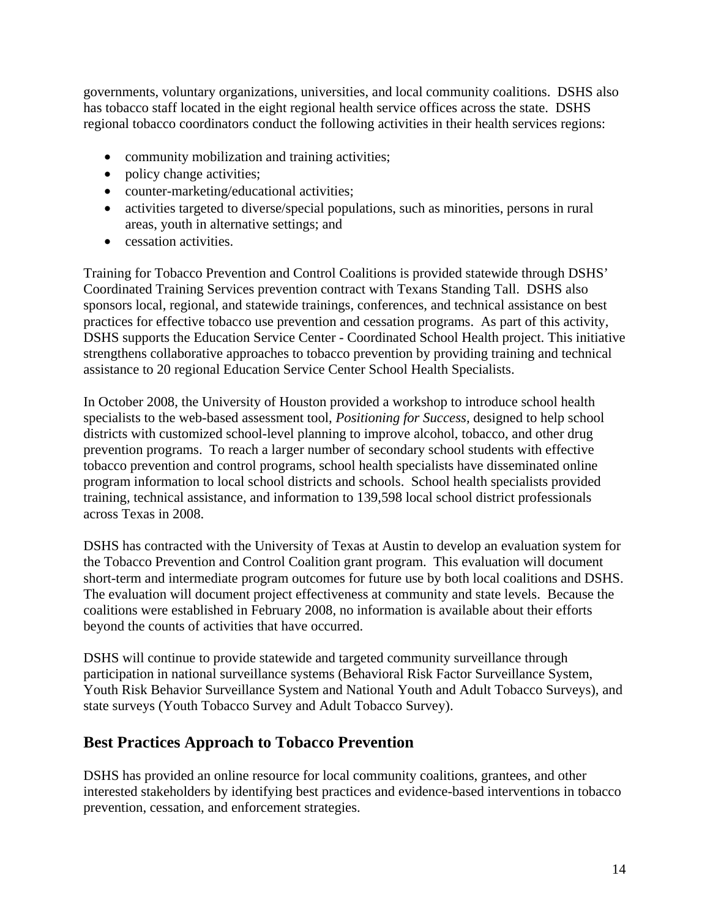governments, voluntary organizations, universities, and local community coalitions. DSHS also has tobacco staff located in the eight regional health service offices across the state. DSHS regional tobacco coordinators conduct the following activities in their health services regions:

- community mobilization and training activities;
- policy change activities;
- counter-marketing/educational activities;
- activities targeted to diverse/special populations, such as minorities, persons in rural areas, youth in alternative settings; and
- cessation activities.

Training for Tobacco Prevention and Control Coalitions is provided statewide through DSHS' Coordinated Training Services prevention contract with Texans Standing Tall. DSHS also sponsors local, regional, and statewide trainings, conferences, and technical assistance on best practices for effective tobacco use prevention and cessation programs. As part of this activity, DSHS supports the Education Service Center - Coordinated School Health project. This initiative strengthens collaborative approaches to tobacco prevention by providing training and technical assistance to 20 regional Education Service Center School Health Specialists.

In October 2008, the University of Houston provided a workshop to introduce school health specialists to the web-based assessment tool, *Positioning for Success,* designed to help school districts with customized school-level planning to improve alcohol, tobacco, and other drug prevention programs. To reach a larger number of secondary school students with effective tobacco prevention and control programs, school health specialists have disseminated online program information to local school districts and schools. School health specialists provided training, technical assistance, and information to 139,598 local school district professionals across Texas in 2008.

DSHS has contracted with the University of Texas at Austin to develop an evaluation system for the Tobacco Prevention and Control Coalition grant program. This evaluation will document short-term and intermediate program outcomes for future use by both local coalitions and DSHS. The evaluation will document project effectiveness at community and state levels. Because the coalitions were established in February 2008, no information is available about their efforts beyond the counts of activities that have occurred.

DSHS will continue to provide statewide and targeted community surveillance through participation in national surveillance systems (Behavioral Risk Factor Surveillance System, Youth Risk Behavior Surveillance System and National Youth and Adult Tobacco Surveys), and state surveys (Youth Tobacco Survey and Adult Tobacco Survey).

## Best Practices Approach to Tobacco Prevention

DSHS has provided an online resource for local community coalitions, grantees, and other interested stakeholders by identifying best practices and evidence-based interventions in tobacco prevention, cessation, and enforcement strategies.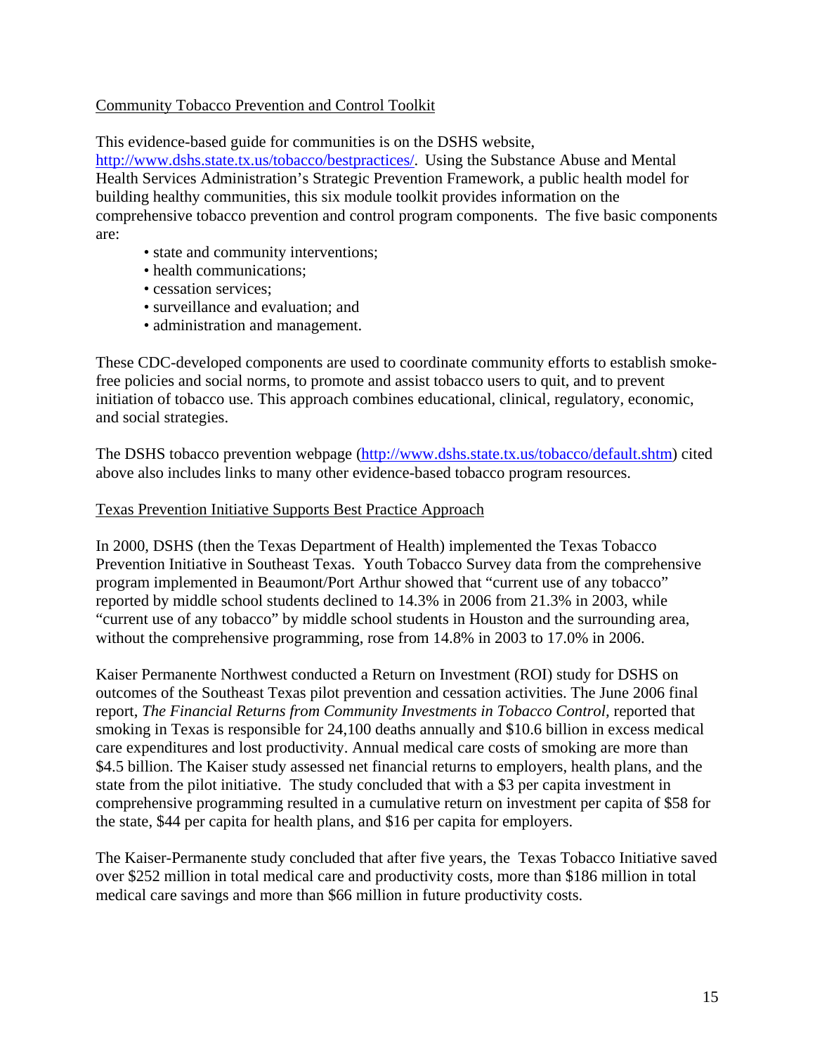## Community Tobacco Prevention and Control Toolkit

This evidence-based guide for communities is on the DSHS website, http://www.dshs.state.tx.us/tobacco/bestpractices/. Using the Substance Abuse and Mental Health Services Administration's Strategic Prevention Framework, a public health model for building healthy communities, this six module toolkit provides information on the comprehensive tobacco prevention and control program components. The five basic components are:

- state and community interventions;
- health communications;
- cessation services;
- surveillance and evaluation; and
- administration and management.

These CDC-developed components are used to coordinate community efforts to establish smoke-free policies and social norms, to promote and assist tobacco users to quit, and to prevent initiation of tobacco use. This approach combines educational, clinical, regulatory, economic, and social strategies.

The DSHS tobacco prevention webpage (http://www.dshs.state.tx.us/tobacco/default.shtm) cited above also includes links to many other evidence-based tobacco program resources.

## Texas Prevention Initiative Supports Best Practice Approach

In 2000, DSHS (then the Texas Department of Health) implemented the Texas Tobacco Prevention Initiative in Southeast Texas. Youth Tobacco Survey data from the comprehensive program implemented in Beaumont/Port Arthur showed that "current use of any tobacco" reported by middle school students declined to 14.3% in 2006 from 21.3% in 2003, while "current use of any tobacco" by middle school students in Houston and the surrounding area, without the comprehensive programming, rose from 14.8% in 2003 to 17.0% in 2006.

Kaiser Permanente Northwest conducted a Return on Investment (ROI) study for DSHS on outcomes of the Southeast Texas pilot prevention and cessation activities. The June 2006 final report, *The Financial Returns from Community Investments in Tobacco Control,* reported that smoking in Texas is responsible for 24,100 deaths annually and $10.6 billion in excess medical care expenditures and lost productivity. Annual medical care costs of smoking are more than $4.5 billion. The Kaiser study assessed net financial returns to employers, health plans, and the state from the pilot initiative. The study concluded that with a $3 per capita investment in comprehensive programming resulted in a cumulative return on investment per capita of $58 for the state, $44 per capita for health plans, and $16 per capita for employers.

The Kaiser-Permanente study concluded that after five years, the Texas Tobacco Initiative saved over $252 million in total medical care and productivity costs, more than $186 million in total medical care savings and more than $66 million in future productivity costs.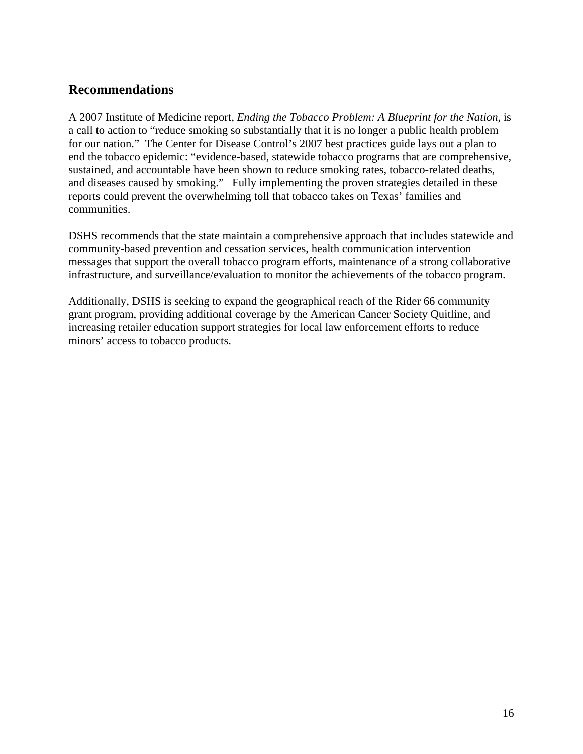## Recommendations

A 2007 Institute of Medicine report, *Ending the Tobacco Problem: A Blueprint for the Nation*, is a call to action to "reduce smoking so substantially that it is no longer a public health problem for our nation." The Center for Disease Control's 2007 best practices guide lays out a plan to end the tobacco epidemic: "evidence-based, statewide tobacco programs that are comprehensive, sustained, and accountable have been shown to reduce smoking rates, tobacco-related deaths, and diseases caused by smoking." Fully implementing the proven strategies detailed in these reports could prevent the overwhelming toll that tobacco takes on Texas' families and communities.

DSHS recommends that the state maintain a comprehensive approach that includes statewide and community-based prevention and cessation services, health communication intervention messages that support the overall tobacco program efforts, maintenance of a strong collaborative infrastructure, and surveillance/evaluation to monitor the achievements of the tobacco program.

Additionally, DSHS is seeking to expand the geographical reach of the Rider 66 community grant program, providing additional coverage by the American Cancer Society Quitline, and increasing retailer education support strategies for local law enforcement efforts to reduce minors' access to tobacco products.